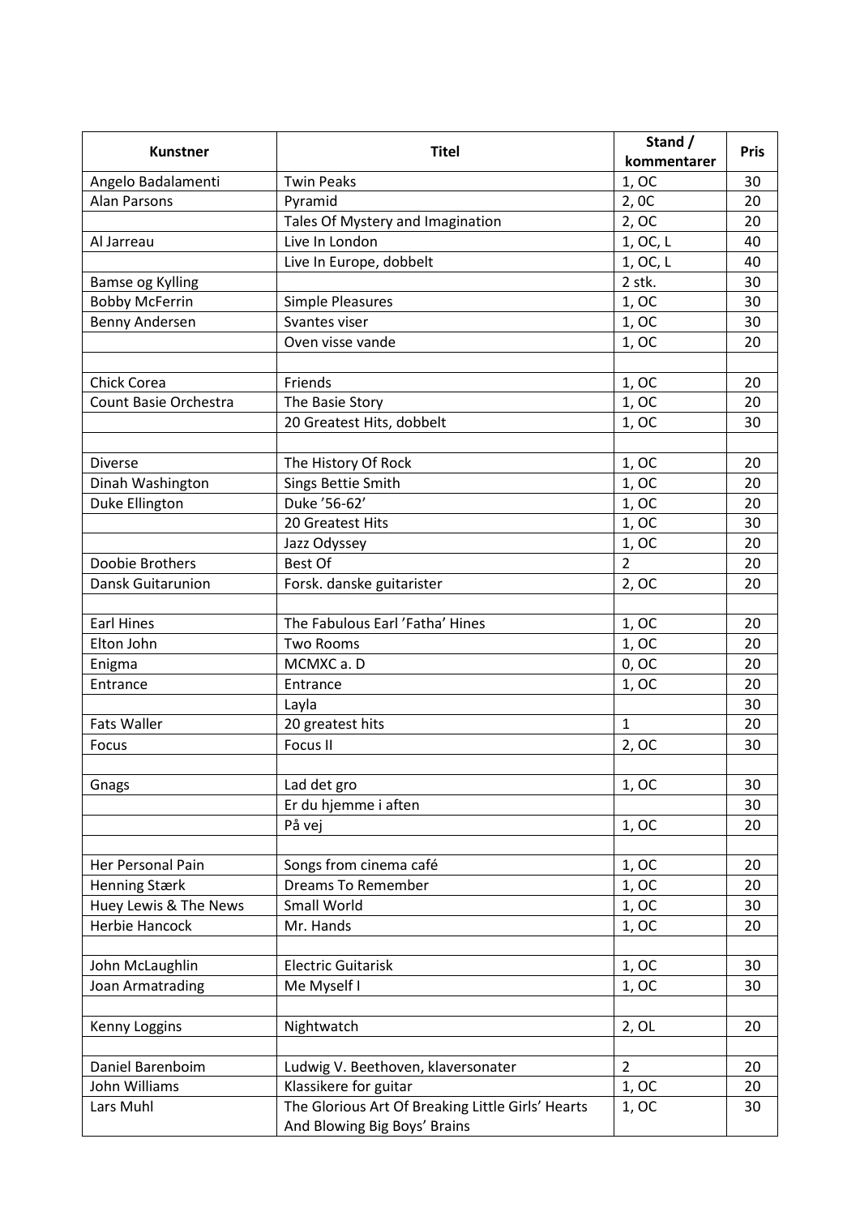| Kunstner | Titel | Stand / kommentarer | Pris |
|---|---|---|---|
| Angelo Badalamenti | Twin Peaks | 1, OC | 30 |
| Alan Parsons | Pyramid | 2, 0C | 20 |
| | Tales Of Mystery and Imagination | 2, OC | 20 |
| Al Jarreau | Live In London | 1, OC, L | 40 |
| | Live In Europe, dobbelt | 1, OC, L | 40 |
| Bamse og Kylling | | 2 stk. | 30 |
| Bobby McFerrin | Simple Pleasures | 1, OC | 30 |
| Benny Andersen | Svantes viser | 1, OC | 30 |
| | Oven visse vande | 1, OC | 20 |
| | | | |
| Chick Corea | Friends | 1, OC | 20 |
| Count Basie Orchestra | The Basie Story | 1, OC | 20 |
| | 20 Greatest Hits, dobbelt | 1, OC | 30 |
| | | | |
| Diverse | The History Of Rock | 1, OC | 20 |
| Dinah Washington | Sings Bettie Smith | 1, OC | 20 |
| Duke Ellington | Duke '56-62' | 1, OC | 20 |
| | 20 Greatest Hits | 1, OC | 30 |
| | Jazz Odyssey | 1, OC | 20 |
| Doobie Brothers | Best Of | 2 | 20 |
| Dansk Guitarunion | Forsk. danske guitarister | 2, OC | 20 |
| | | | |
| Earl Hines | The Fabulous Earl 'Fatha' Hines | 1, OC | 20 |
| Elton John | Two Rooms | 1, OC | 20 |
| Enigma | MCMXC a. D | 0, OC | 20 |
| Entrance | Entrance | 1, OC | 20 |
| | Layla | | 30 |
| Fats Waller | 20 greatest hits | 1 | 20 |
| Focus | Focus II | 2, OC | 30 |
| | | | |
| Gnags | Lad det gro | 1, OC | 30 |
| | Er du hjemme i aften | | 30 |
| | På vej | 1, OC | 20 |
| | | | |
| Her Personal Pain | Songs from cinema café | 1, OC | 20 |
| Henning Stærk | Dreams To Remember | 1, OC | 20 |
| Huey Lewis & The News | Small World | 1, OC | 30 |
| Herbie Hancock | Mr. Hands | 1, OC | 20 |
| | | | |
| John McLaughlin | Electric Guitarisk | 1, OC | 30 |
| Joan Armatrading | Me Myself I | 1, OC | 30 |
| | | | |
| Kenny Loggins | Nightwatch | 2, OL | 20 |
| | | | |
| Daniel Barenboim | Ludwig V. Beethoven, klaversonater | 2 | 20 |
| John Williams | Klassikere for guitar | 1, OC | 20 |
| Lars Muhl | The Glorious Art Of Breaking Little Girls' Hearts And Blowing Big Boys' Brains | 1, OC | 30 |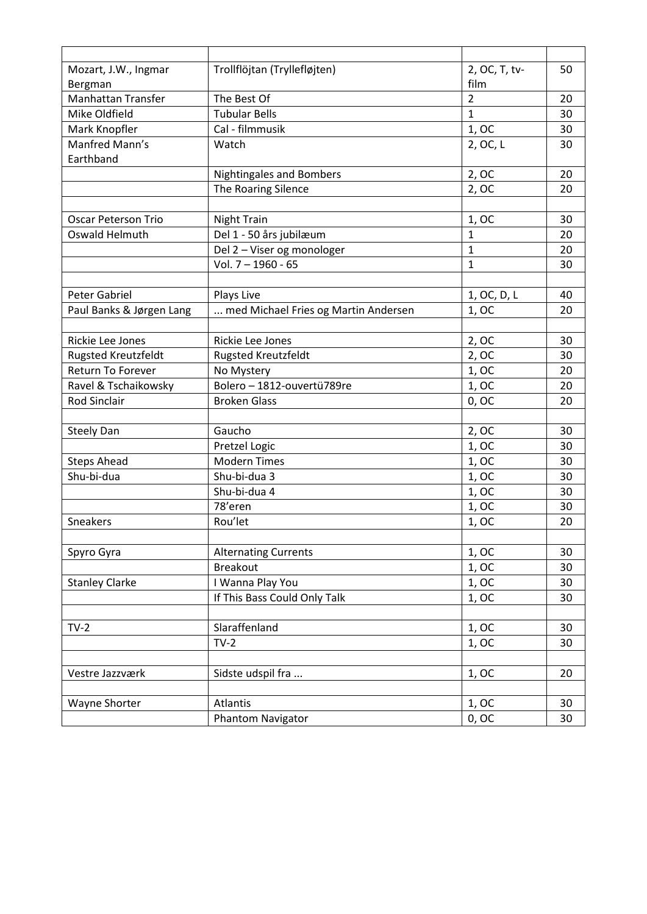| | | | |
|---|---|---|---|
| Mozart, J.W., Ingmar Bergman | Trollflöjtan (Tryllefløjten) | 2, OC, T, tv-film | 50 |
| Manhattan Transfer | The Best Of | 2 | 20 |
| Mike Oldfield | Tubular Bells | 1 | 30 |
| Mark Knopfler | Cal - filmmusik | 1, OC | 30 |
| Manfred Mann's Earthband | Watch | 2, OC, L | 30 |
| | Nightingales and Bombers | 2, OC | 20 |
| | The Roaring Silence | 2, OC | 20 |
| | | | |
| Oscar Peterson Trio | Night Train | 1, OC | 30 |
| Oswald Helmuth | Del 1 - 50 års jubilæum | 1 | 20 |
| | Del 2 – Viser og monologer | 1 | 20 |
| | Vol. 7 – 1960 - 65 | 1 | 30 |
| | | | |
| Peter Gabriel | Plays Live | 1, OC, D, L | 40 |
| Paul Banks & Jørgen Lang | ... med Michael Fries og Martin Andersen | 1, OC | 20 |
| | | | |
| Rickie Lee Jones | Rickie Lee Jones | 2, OC | 30 |
| Rugsted Kreutzfeldt | Rugsted Kreutzfeldt | 2, OC | 30 |
| Return To Forever | No Mystery | 1, OC | 20 |
| Ravel & Tschaikowsky | Bolero – 1812-ouvertü789re | 1, OC | 20 |
| Rod Sinclair | Broken Glass | 0, OC | 20 |
| | | | |
| Steely Dan | Gaucho | 2, OC | 30 |
| | Pretzel Logic | 1, OC | 30 |
| Steps Ahead | Modern Times | 1, OC | 30 |
| Shu-bi-dua | Shu-bi-dua 3 | 1, OC | 30 |
| | Shu-bi-dua 4 | 1, OC | 30 |
| | 78'eren | 1, OC | 30 |
| Sneakers | Rou'let | 1, OC | 20 |
| | | | |
| Spyro Gyra | Alternating Currents | 1, OC | 30 |
| | Breakout | 1, OC | 30 |
| Stanley Clarke | I Wanna Play You | 1, OC | 30 |
| | If This Bass Could Only Talk | 1, OC | 30 |
| | | | |
| TV-2 | Slaraffenland | 1, OC | 30 |
| | TV-2 | 1, OC | 30 |
| | | | |
| Vestre Jazzværk | Sidste udspil fra ... | 1, OC | 20 |
| | | | |
| Wayne Shorter | Atlantis | 1, OC | 30 |
| | Phantom Navigator | 0, OC | 30 |